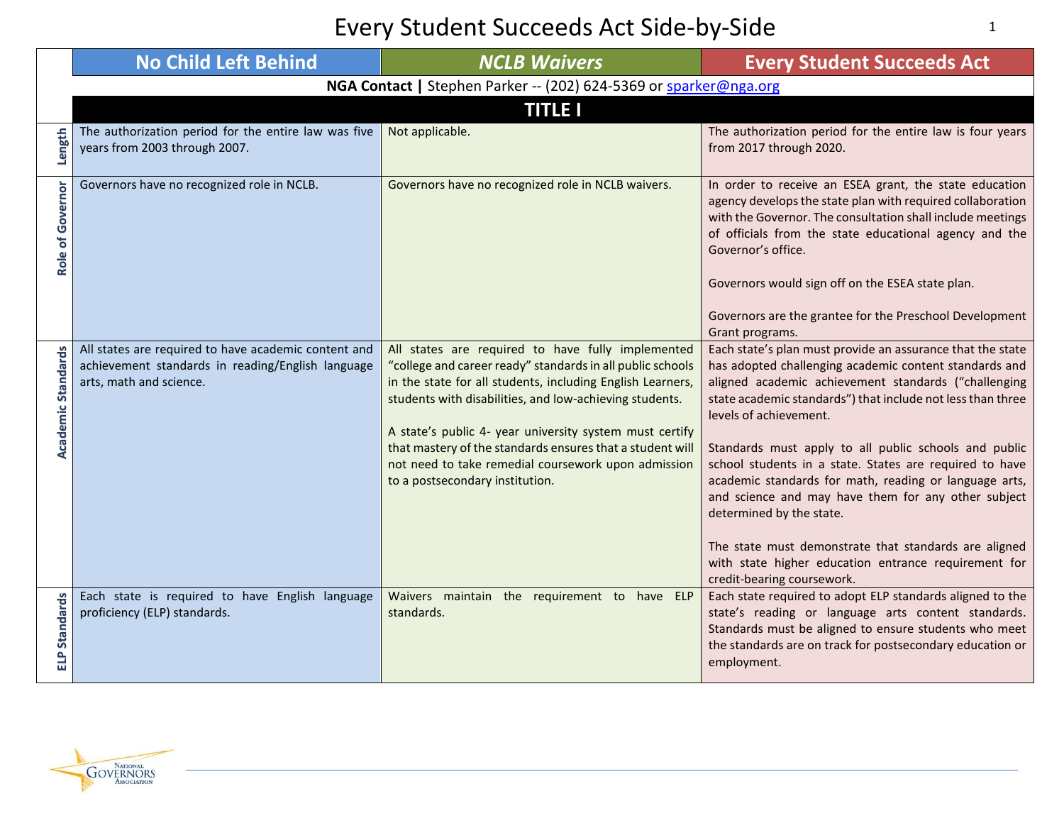# Every Student Succeeds Act Side-by-Side

| | No Child Left Behind | NCLB Waivers | Every Student Succeeds Act |
|---|---|---|---|
| | **NGA Contact \|** Stephen Parker -- (202) 624-5369 or sparker@nga.org | | |
| | **TITLE I** | | |
| **Length** | The authorization period for the entire law was five years from 2003 through 2007. | Not applicable. | The authorization period for the entire law is four years from 2017 through 2020. |
| **Role of Governor** | Governors have no recognized role in NCLB. | Governors have no recognized role in NCLB waivers. | In order to receive an ESEA grant, the state education agency develops the state plan with required collaboration with the Governor. The consultation shall include meetings of officials from the state educational agency and the Governor's office.<br><br>Governors would sign off on the ESEA state plan.<br><br>Governors are the grantee for the Preschool Development Grant programs. |
| **Academic Standards** | All states are required to have academic content and achievement standards in reading/English language arts, math and science. | All states are required to have fully implemented "college and career ready" standards in all public schools in the state for all students, including English Learners, students with disabilities, and low-achieving students.<br><br>A state's public 4- year university system must certify that mastery of the standards ensures that a student will not need to take remedial coursework upon admission to a postsecondary institution. | Each state's plan must provide an assurance that the state has adopted challenging academic content standards and aligned academic achievement standards ("challenging state academic standards") that include not less than three levels of achievement.<br><br>Standards must apply to all public schools and public school students in a state. States are required to have academic standards for math, reading or language arts, and science and may have them for any other subject determined by the state.<br><br>The state must demonstrate that standards are aligned with state higher education entrance requirement for credit-bearing coursework. |
| **ELP Standards** | Each state is required to have English language proficiency (ELP) standards. | Waivers maintain the requirement to have ELP standards. | Each state required to adopt ELP standards aligned to the state's reading or language arts content standards. Standards must be aligned to ensure students who meet the standards are on track for postsecondary education or employment. |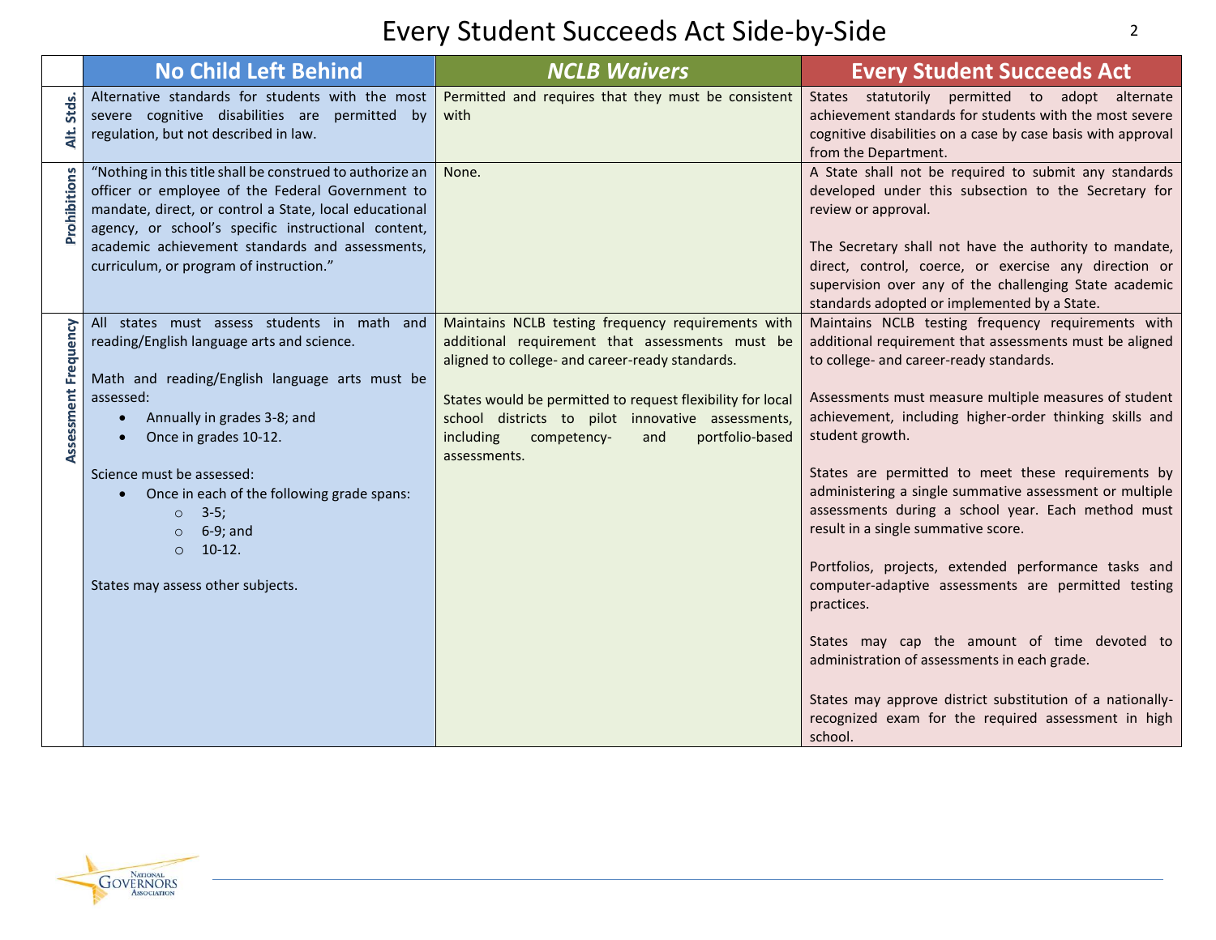# Every Student Succeeds Act Side-by-Side

| | No Child Left Behind | *NCLB Waivers* | Every Student Succeeds Act |
|---|---|---|---|
| **Alt. Stds.** | Alternative standards for students with the most severe cognitive disabilities are permitted by regulation, but not described in law. | Permitted and requires that they must be consistent with | States statutorily permitted to adopt alternate achievement standards for students with the most severe cognitive disabilities on a case by case basis with approval from the Department. |
| **Prohibitions** | "Nothing in this title shall be construed to authorize an officer or employee of the Federal Government to mandate, direct, or control a State, local educational agency, or school's specific instructional content, academic achievement standards and assessments, curriculum, or program of instruction." | None. | A State shall not be required to submit any standards developed under this subsection to the Secretary for review or approval.<br><br>The Secretary shall not have the authority to mandate, direct, control, coerce, or exercise any direction or supervision over any of the challenging State academic standards adopted or implemented by a State. |
| **Assessment Frequency** | All states must assess students in math and reading/English language arts and science.<br><br>Math and reading/English language arts must be assessed:<br>• Annually in grades 3-8; and<br>• Once in grades 10-12.<br><br>Science must be assessed:<br>• Once in each of the following grade spans:<br>  ○ 3-5;<br>  ○ 6-9; and<br>  ○ 10-12.<br><br>States may assess other subjects. | Maintains NCLB testing frequency requirements with additional requirement that assessments must be aligned to college- and career-ready standards.<br><br>States would be permitted to request flexibility for local school districts to pilot innovative assessments, including competency- and portfolio-based assessments. | Maintains NCLB testing frequency requirements with additional requirement that assessments must be aligned to college- and career-ready standards.<br><br>Assessments must measure multiple measures of student achievement, including higher-order thinking skills and student growth.<br><br>States are permitted to meet these requirements by administering a single summative assessment or multiple assessments during a school year. Each method must result in a single summative score.<br><br>Portfolios, projects, extended performance tasks and computer-adaptive assessments are permitted testing practices.<br><br>States may cap the amount of time devoted to administration of assessments in each grade.<br><br>States may approve district substitution of a nationally-recognized exam for the required assessment in high school. |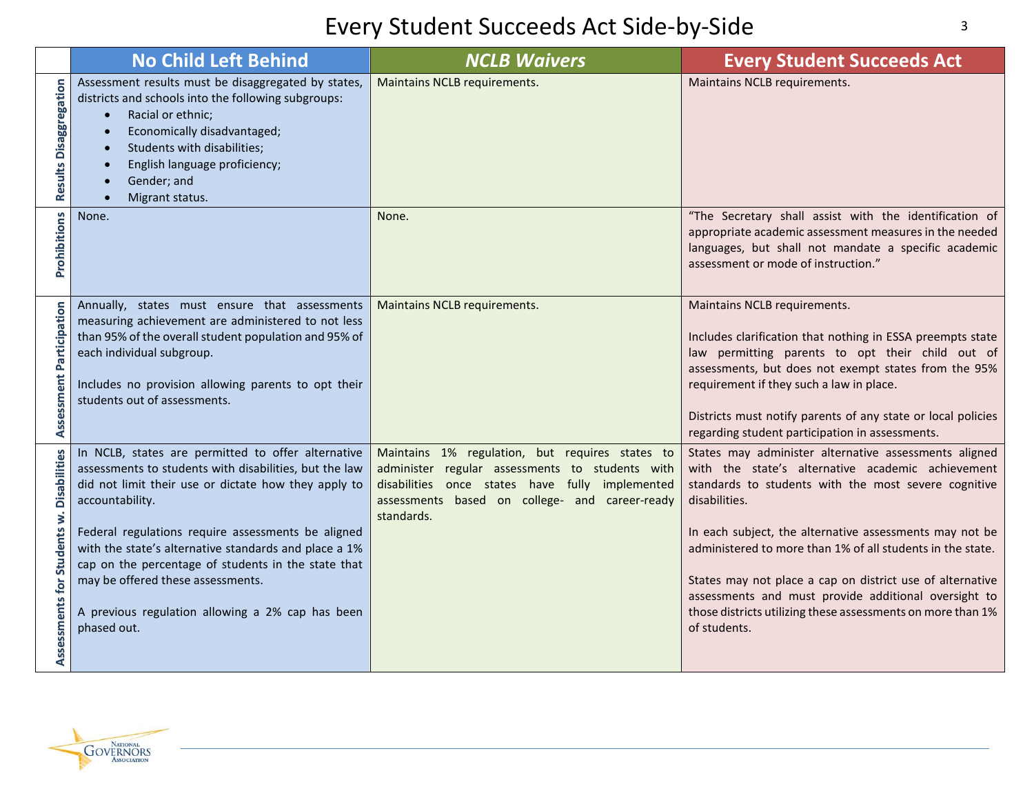# Every Student Succeeds Act Side-by-Side

| | No Child Left Behind | *NCLB Waivers* | Every Student Succeeds Act |
|---|---|---|---|
| **Results Disaggregation** | Assessment results must be disaggregated by states, districts and schools into the following subgroups:<br>• Racial or ethnic;<br>• Economically disadvantaged;<br>• Students with disabilities;<br>• English language proficiency;<br>• Gender; and<br>• Migrant status. | Maintains NCLB requirements. | Maintains NCLB requirements. |
| **Prohibitions** | None. | None. | "The Secretary shall assist with the identification of appropriate academic assessment measures in the needed languages, but shall not mandate a specific academic assessment or mode of instruction." |
| **Assessment Participation** | Annually, states must ensure that assessments measuring achievement are administered to not less than 95% of the overall student population and 95% of each individual subgroup.<br><br>Includes no provision allowing parents to opt their students out of assessments. | Maintains NCLB requirements. | Maintains NCLB requirements.<br><br>Includes clarification that nothing in ESSA preempts state law permitting parents to opt their child out of assessments, but does not exempt states from the 95% requirement if they such a law in place.<br><br>Districts must notify parents of any state or local policies regarding student participation in assessments. |
| **Assessments for Students w. Disabilities** | In NCLB, states are permitted to offer alternative assessments to students with disabilities, but the law did not limit their use or dictate how they apply to accountability.<br><br>Federal regulations require assessments be aligned with the state's alternative standards and place a 1% cap on the percentage of students in the state that may be offered these assessments.<br><br>A previous regulation allowing a 2% cap has been phased out. | Maintains 1% regulation, but requires states to administer regular assessments to students with disabilities once states have fully implemented assessments based on college- and career-ready standards. | States may administer alternative assessments aligned with the state's alternative academic achievement standards to students with the most severe cognitive disabilities.<br><br>In each subject, the alternative assessments may not be administered to more than 1% of all students in the state.<br><br>States may not place a cap on district use of alternative assessments and must provide additional oversight to those districts utilizing these assessments on more than 1% of students. |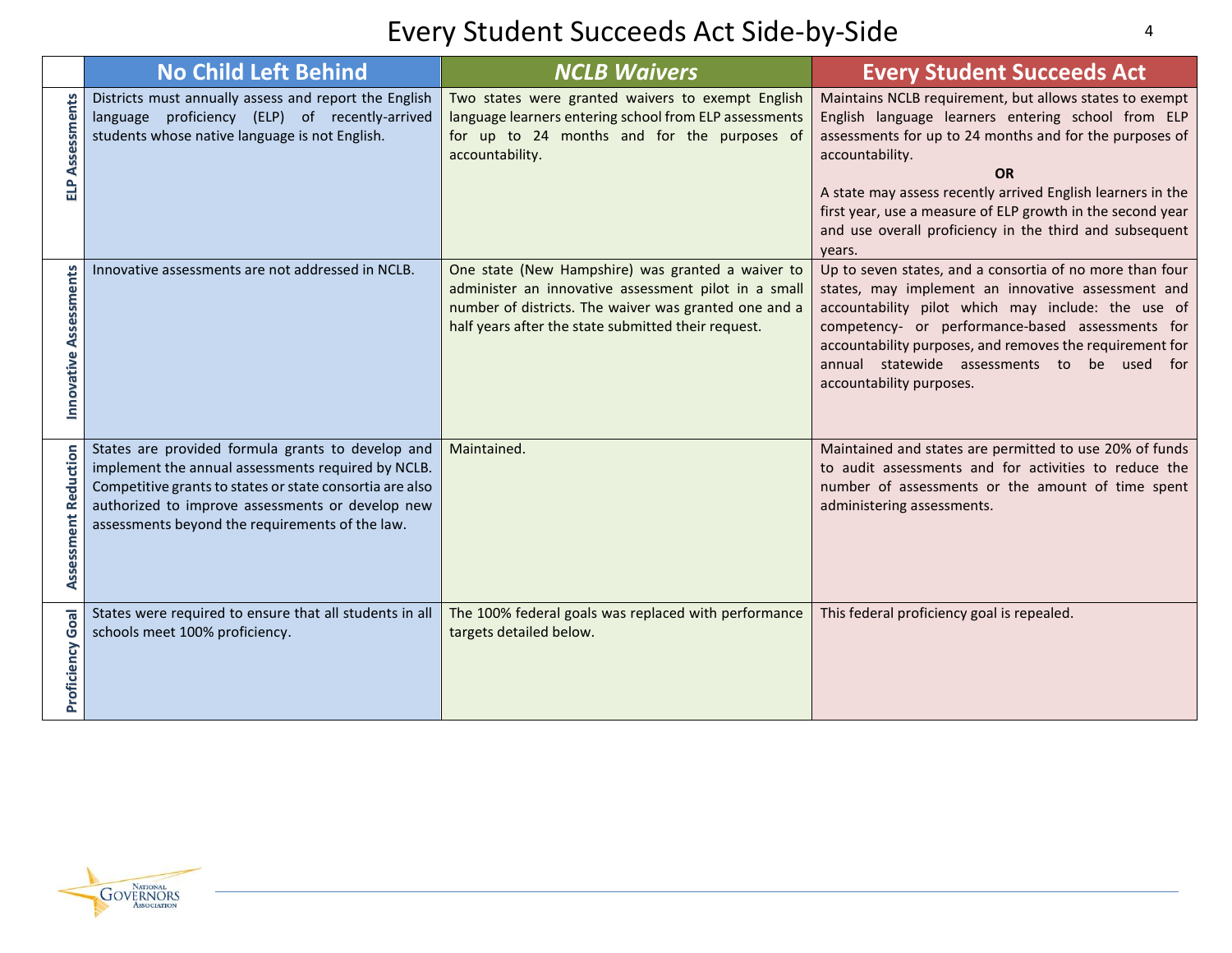# Every Student Succeeds Act Side-by-Side

| | No Child Left Behind | *NCLB Waivers* | Every Student Succeeds Act |
|---|---|---|---|
| **ELP Assessments** | Districts must annually assess and report the English language proficiency (ELP) of recently-arrived students whose native language is not English. | Two states were granted waivers to exempt English language learners entering school from ELP assessments for up to 24 months and for the purposes of accountability. | Maintains NCLB requirement, but allows states to exempt English language learners entering school from ELP assessments for up to 24 months and for the purposes of accountability. **OR** A state may assess recently arrived English learners in the first year, use a measure of ELP growth in the second year and use overall proficiency in the third and subsequent years. |
| **Innovative Assessments** | Innovative assessments are not addressed in NCLB. | One state (New Hampshire) was granted a waiver to administer an innovative assessment pilot in a small number of districts. The waiver was granted one and a half years after the state submitted their request. | Up to seven states, and a consortia of no more than four states, may implement an innovative assessment and accountability pilot which may include: the use of competency- or performance-based assessments for accountability purposes, and removes the requirement for annual statewide assessments to be used for accountability purposes. |
| **Assessment Reduction** | States are provided formula grants to develop and implement the annual assessments required by NCLB. Competitive grants to states or state consortia are also authorized to improve assessments or develop new assessments beyond the requirements of the law. | Maintained. | Maintained and states are permitted to use 20% of funds to audit assessments and for activities to reduce the number of assessments or the amount of time spent administering assessments. |
| **Proficiency Goal** | States were required to ensure that all students in all schools meet 100% proficiency. | The 100% federal goals was replaced with performance targets detailed below. | This federal proficiency goal is repealed. |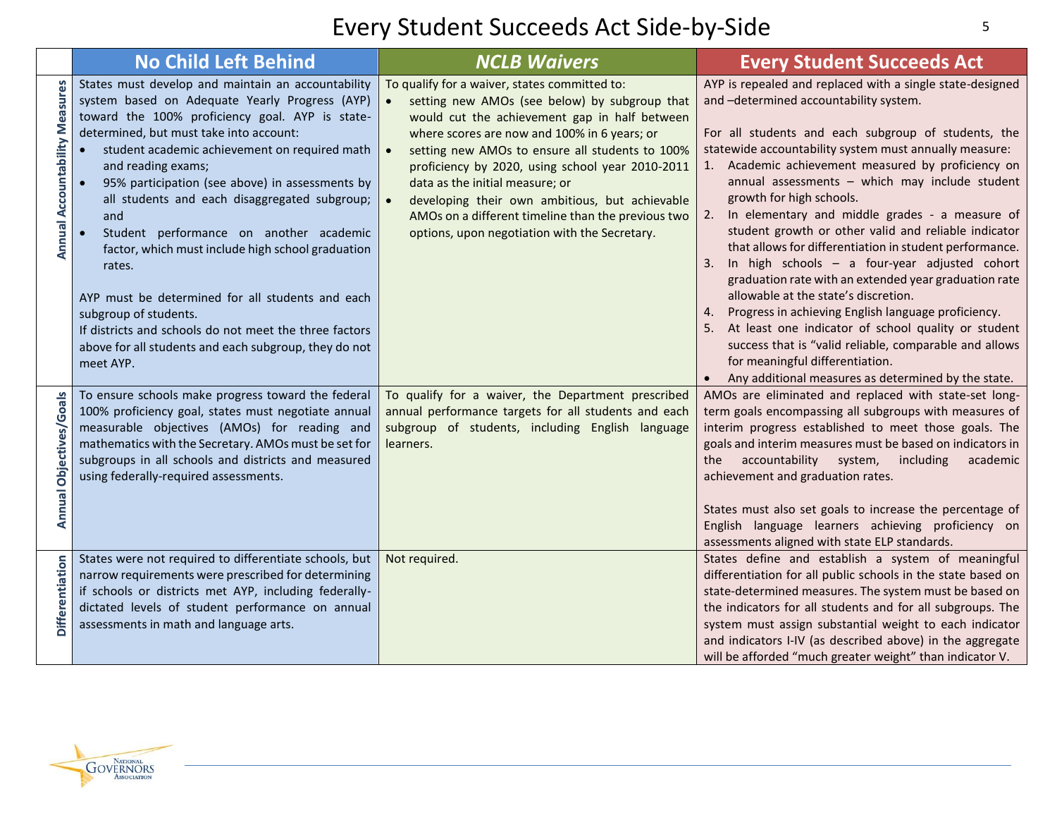# Every Student Succeeds Act Side-by-Side

| | No Child Left Behind | *NCLB Waivers* | Every Student Succeeds Act |
|---|---|---|---|
| **Annual Accountability Measures** | States must develop and maintain an accountability system based on Adequate Yearly Progress (AYP) toward the 100% proficiency goal. AYP is state-determined, but must take into account:<br>• student academic achievement on required math and reading exams;<br>• 95% participation (see above) in assessments by all students and each disaggregated subgroup; and<br>• Student performance on another academic factor, which must include high school graduation rates.<br><br>AYP must be determined for all students and each subgroup of students.<br>If districts and schools do not meet the three factors above for all students and each subgroup, they do not meet AYP. | To qualify for a waiver, states committed to:<br>• setting new AMOs (see below) by subgroup that would cut the achievement gap in half between where scores are now and 100% in 6 years; or<br>• setting new AMOs to ensure all students to 100% proficiency by 2020, using school year 2010-2011 data as the initial measure; or<br>• developing their own ambitious, but achievable AMOs on a different timeline than the previous two options, upon negotiation with the Secretary. | AYP is repealed and replaced with a single state-designed and –determined accountability system.<br><br>For all students and each subgroup of students, the statewide accountability system must annually measure:<br>1. Academic achievement measured by proficiency on annual assessments – which may include student growth for high schools.<br>2. In elementary and middle grades - a measure of student growth or other valid and reliable indicator that allows for differentiation in student performance.<br>3. In high schools – a four-year adjusted cohort graduation rate with an extended year graduation rate allowable at the state's discretion.<br>4. Progress in achieving English language proficiency.<br>5. At least one indicator of school quality or student success that is "valid reliable, comparable and allows for meaningful differentiation.<br>• Any additional measures as determined by the state. |
| **Annual Objectives/Goals** | To ensure schools make progress toward the federal 100% proficiency goal, states must negotiate annual measurable objectives (AMOs) for reading and mathematics with the Secretary. AMOs must be set for subgroups in all schools and districts and measured using federally-required assessments. | To qualify for a waiver, the Department prescribed annual performance targets for all students and each subgroup of students, including English language learners. | AMOs are eliminated and replaced with state-set long-term goals encompassing all subgroups with measures of interim progress established to meet those goals. The goals and interim measures must be based on indicators in the accountability system, including academic achievement and graduation rates.<br><br>States must also set goals to increase the percentage of English language learners achieving proficiency on assessments aligned with state ELP standards. |
| **Differentiation** | States were not required to differentiate schools, but narrow requirements were prescribed for determining if schools or districts met AYP, including federally-dictated levels of student performance on annual assessments in math and language arts. | Not required. | States define and establish a system of meaningful differentiation for all public schools in the state based on state-determined measures. The system must be based on the indicators for all students and for all subgroups. The system must assign substantial weight to each indicator and indicators I-IV (as described above) in the aggregate will be afforded "much greater weight" than indicator V. |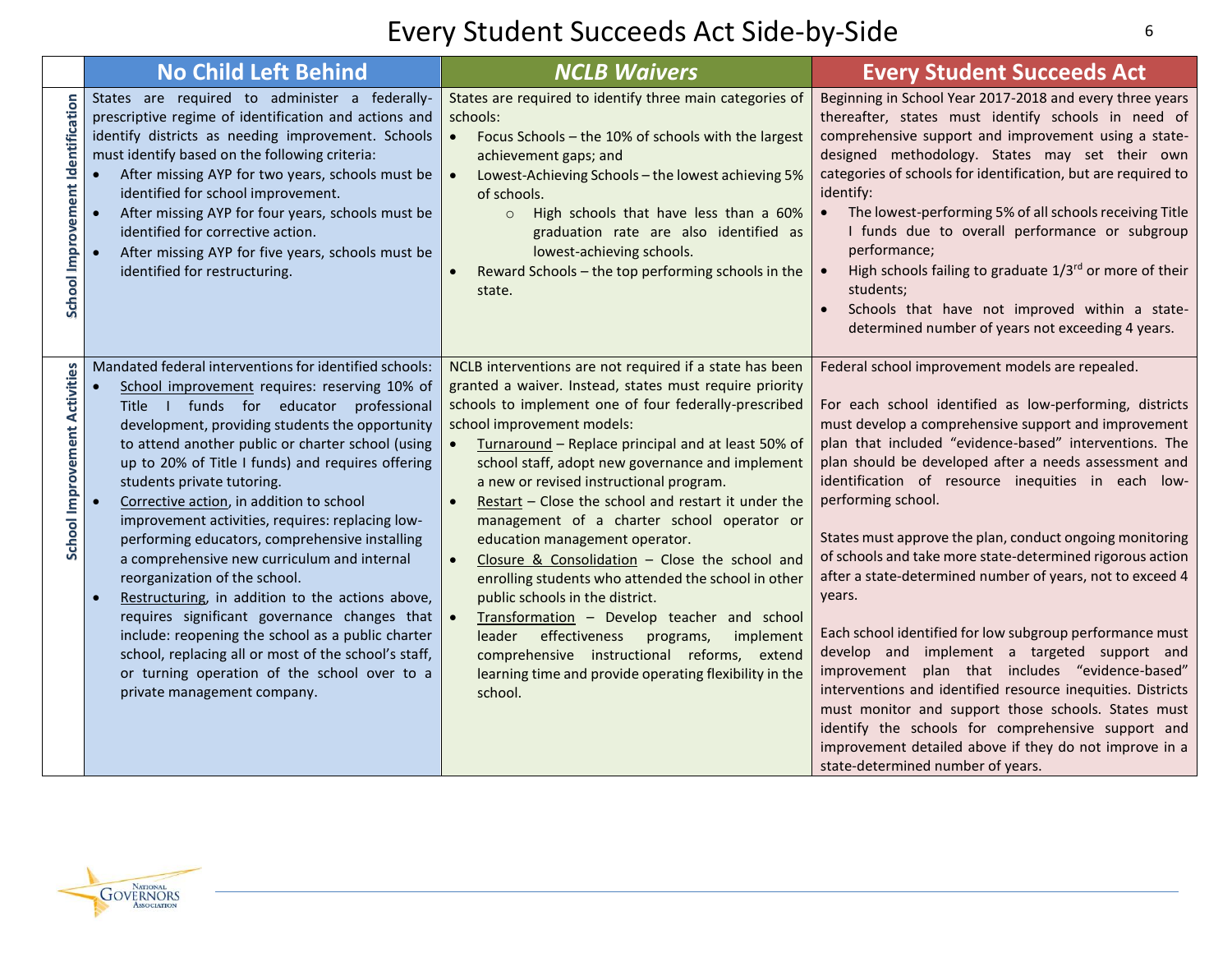# Every Student Succeeds Act Side-by-Side

| | No Child Left Behind | *NCLB Waivers* | Every Student Succeeds Act |
|---|---|---|---|
| **School Improvement Identification** | States are required to administer a federally-prescriptive regime of identification and actions and identify districts as needing improvement. Schools must identify based on the following criteria:<br>• After missing AYP for two years, schools must be identified for school improvement.<br>• After missing AYP for four years, schools must be identified for corrective action.<br>• After missing AYP for five years, schools must be identified for restructuring. | States are required to identify three main categories of schools:<br>• Focus Schools – the 10% of schools with the largest achievement gaps; and<br>• Lowest-Achieving Schools – the lowest achieving 5% of schools.<br>  ○ High schools that have less than a 60% graduation rate are also identified as lowest-achieving schools.<br>• Reward Schools – the top performing schools in the state. | Beginning in School Year 2017-2018 and every three years thereafter, states must identify schools in need of comprehensive support and improvement using a state-designed methodology. States may set their own categories of schools for identification, but are required to identify:<br>• The lowest-performing 5% of all schools receiving Title I funds due to overall performance or subgroup performance;<br>• High schools failing to graduate 1/3rd or more of their students;<br>• Schools that have not improved within a state-determined number of years not exceeding 4 years. |
| **School Improvement Activities** | Mandated federal interventions for identified schools:<br>• School improvement requires: reserving 10% of Title I funds for educator professional development, providing students the opportunity to attend another public or charter school (using up to 20% of Title I funds) and requires offering students private tutoring.<br>• Corrective action, in addition to school improvement activities, requires: replacing low-performing educators, comprehensive installing a comprehensive new curriculum and internal reorganization of the school.<br>• Restructuring, in addition to the actions above, requires significant governance changes that include: reopening the school as a public charter school, replacing all or most of the school's staff, or turning operation of the school over to a private management company. | NCLB interventions are not required if a state has been granted a waiver. Instead, states must require priority schools to implement one of four federally-prescribed school improvement models:<br>• Turnaround – Replace principal and at least 50% of school staff, adopt new governance and implement a new or revised instructional program.<br>• Restart – Close the school and restart it under the management of a charter school operator or education management operator.<br>• Closure & Consolidation – Close the school and enrolling students who attended the school in other public schools in the district.<br>• Transformation – Develop teacher and school leader effectiveness programs, implement comprehensive instructional reforms, extend learning time and provide operating flexibility in the school. | Federal school improvement models are repealed.<br><br>For each school identified as low-performing, districts must develop a comprehensive support and improvement plan that included "evidence-based" interventions. The plan should be developed after a needs assessment and identification of resource inequities in each low-performing school.<br><br>States must approve the plan, conduct ongoing monitoring of schools and take more state-determined rigorous action after a state-determined number of years, not to exceed 4 years.<br><br>Each school identified for low subgroup performance must develop and implement a targeted support and improvement plan that includes "evidence-based" interventions and identified resource inequities. Districts must monitor and support those schools. States must identify the schools for comprehensive support and improvement detailed above if they do not improve in a state-determined number of years. |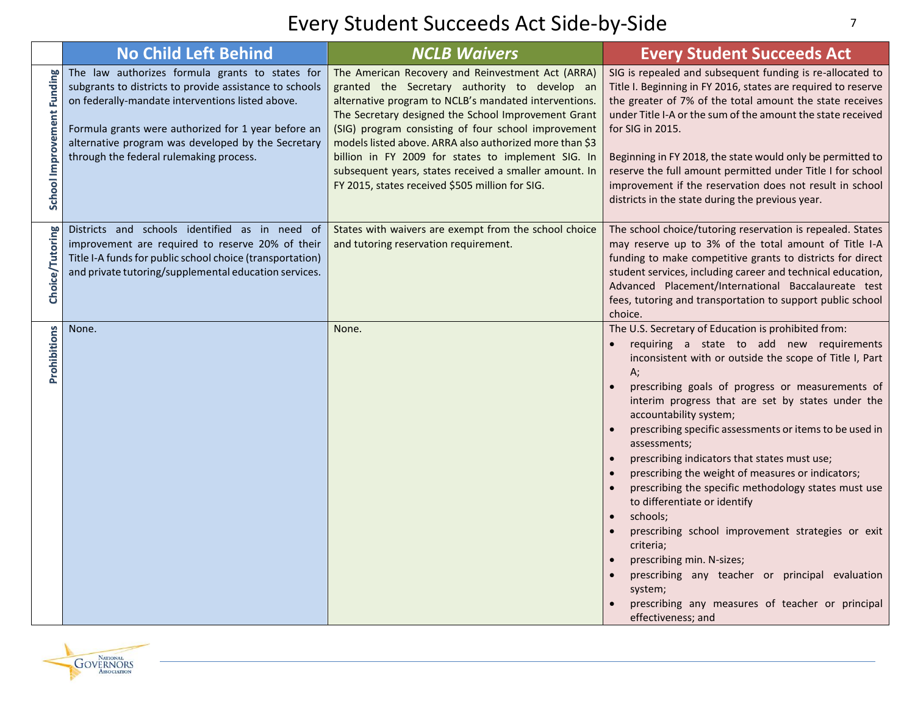# Every Student Succeeds Act Side-by-Side

| | No Child Left Behind | *NCLB Waivers* | Every Student Succeeds Act |
|---|---|---|---|
| **School Improvement Funding** | The law authorizes formula grants to states for subgrants to districts to provide assistance to schools on federally-mandate interventions listed above.<br><br>Formula grants were authorized for 1 year before an alternative program was developed by the Secretary through the federal rulemaking process. | The American Recovery and Reinvestment Act (ARRA) granted the Secretary authority to develop an alternative program to NCLB's mandated interventions. The Secretary designed the School Improvement Grant (SIG) program consisting of four school improvement models listed above. ARRA also authorized more than $3 billion in FY 2009 for states to implement SIG. In subsequent years, states received a smaller amount. In FY 2015, states received $505 million for SIG. | SIG is repealed and subsequent funding is re-allocated to Title I. Beginning in FY 2016, states are required to reserve the greater of 7% of the total amount the state receives under Title I-A or the sum of the amount the state received for SIG in 2015.<br><br>Beginning in FY 2018, the state would only be permitted to reserve the full amount permitted under Title I for school improvement if the reservation does not result in school districts in the state during the previous year. |
| **Choice/Tutoring** | Districts and schools identified as in need of improvement are required to reserve 20% of their Title I-A funds for public school choice (transportation) and private tutoring/supplemental education services. | States with waivers are exempt from the school choice and tutoring reservation requirement. | The school choice/tutoring reservation is repealed. States may reserve up to 3% of the total amount of Title I-A funding to make competitive grants to districts for direct student services, including career and technical education, Advanced Placement/International Baccalaureate test fees, tutoring and transportation to support public school choice. |
| **Prohibitions** | None. | None. | The U.S. Secretary of Education is prohibited from:<br>• requiring a state to add new requirements inconsistent with or outside the scope of Title I, Part A;<br>• prescribing goals of progress or measurements of interim progress that are set by states under the accountability system;<br>• prescribing specific assessments or items to be used in assessments;<br>• prescribing indicators that states must use;<br>• prescribing the weight of measures or indicators;<br>• prescribing the specific methodology states must use to differentiate or identify<br>• schools;<br>• prescribing school improvement strategies or exit criteria;<br>• prescribing min. N-sizes;<br>• prescribing any teacher or principal evaluation system;<br>• prescribing any measures of teacher or principal effectiveness; and |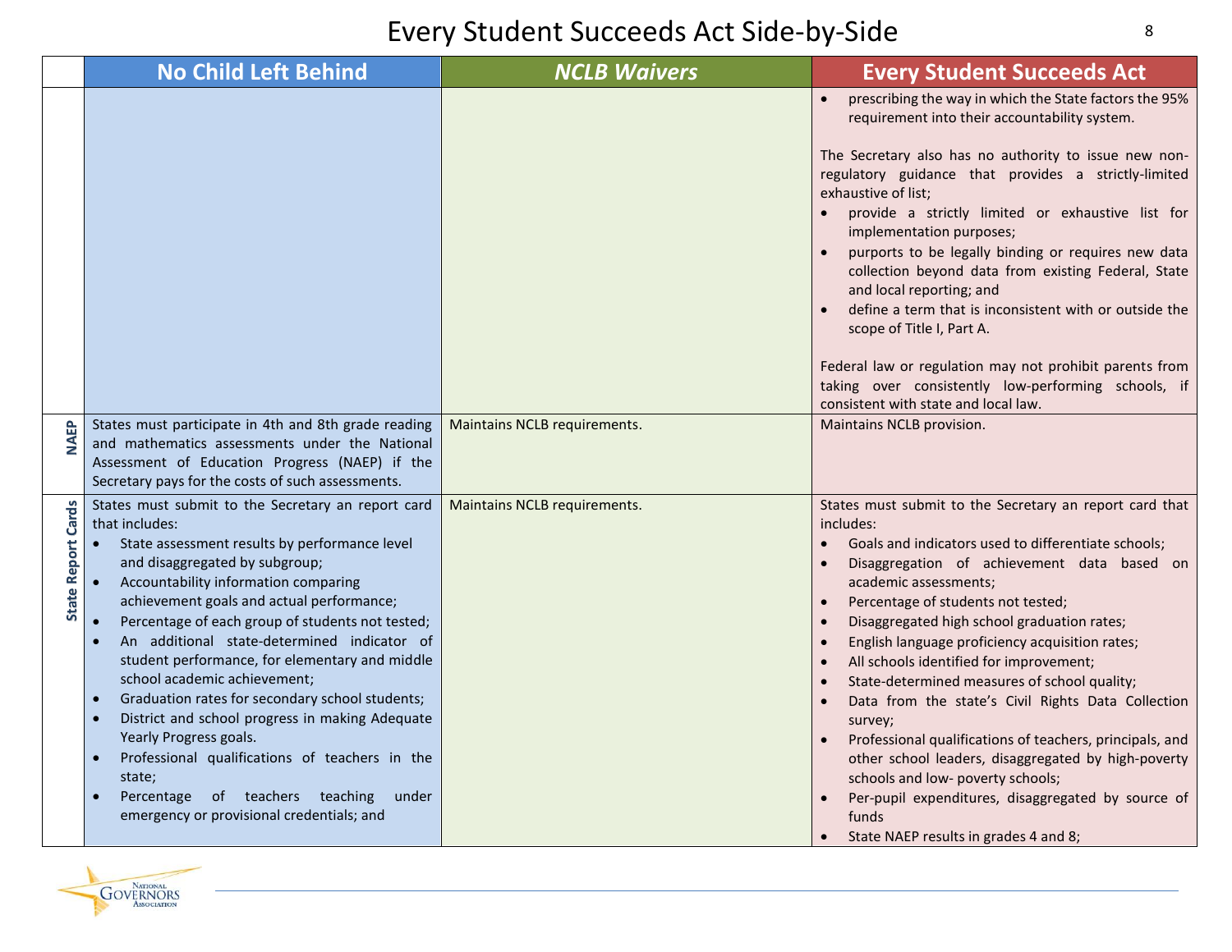# Every Student Succeeds Act Side-by-Side

| | No Child Left Behind | *NCLB Waivers* | Every Student Succeeds Act |
|---|---|---|---|
| | | | • prescribing the way in which the State factors the 95% requirement into their accountability system.<br><br>The Secretary also has no authority to issue new non-regulatory guidance that provides a strictly-limited exhaustive of list;<br>• provide a strictly limited or exhaustive list for implementation purposes;<br>• purports to be legally binding or requires new data collection beyond data from existing Federal, State and local reporting; and<br>• define a term that is inconsistent with or outside the scope of Title I, Part A.<br><br>Federal law or regulation may not prohibit parents from taking over consistently low-performing schools, if consistent with state and local law. |
| **NAEP** | States must participate in 4th and 8th grade reading and mathematics assessments under the National Assessment of Education Progress (NAEP) if the Secretary pays for the costs of such assessments. | Maintains NCLB requirements. | Maintains NCLB provision. |
| **State Report Cards** | States must submit to the Secretary an report card that includes:<br>• State assessment results by performance level and disaggregated by subgroup;<br>• Accountability information comparing achievement goals and actual performance;<br>• Percentage of each group of students not tested;<br>• An additional state-determined indicator of student performance, for elementary and middle school academic achievement;<br>• Graduation rates for secondary school students;<br>• District and school progress in making Adequate Yearly Progress goals.<br>• Professional qualifications of teachers in the state;<br>• Percentage of teachers teaching under emergency or provisional credentials; and | Maintains NCLB requirements. | States must submit to the Secretary an report card that includes:<br>• Goals and indicators used to differentiate schools;<br>• Disaggregation of achievement data based on academic assessments;<br>• Percentage of students not tested;<br>• Disaggregated high school graduation rates;<br>• English language proficiency acquisition rates;<br>• All schools identified for improvement;<br>• State-determined measures of school quality;<br>• Data from the state's Civil Rights Data Collection survey;<br>• Professional qualifications of teachers, principals, and other school leaders, disaggregated by high-poverty schools and low- poverty schools;<br>• Per-pupil expenditures, disaggregated by source of funds<br>• State NAEP results in grades 4 and 8; |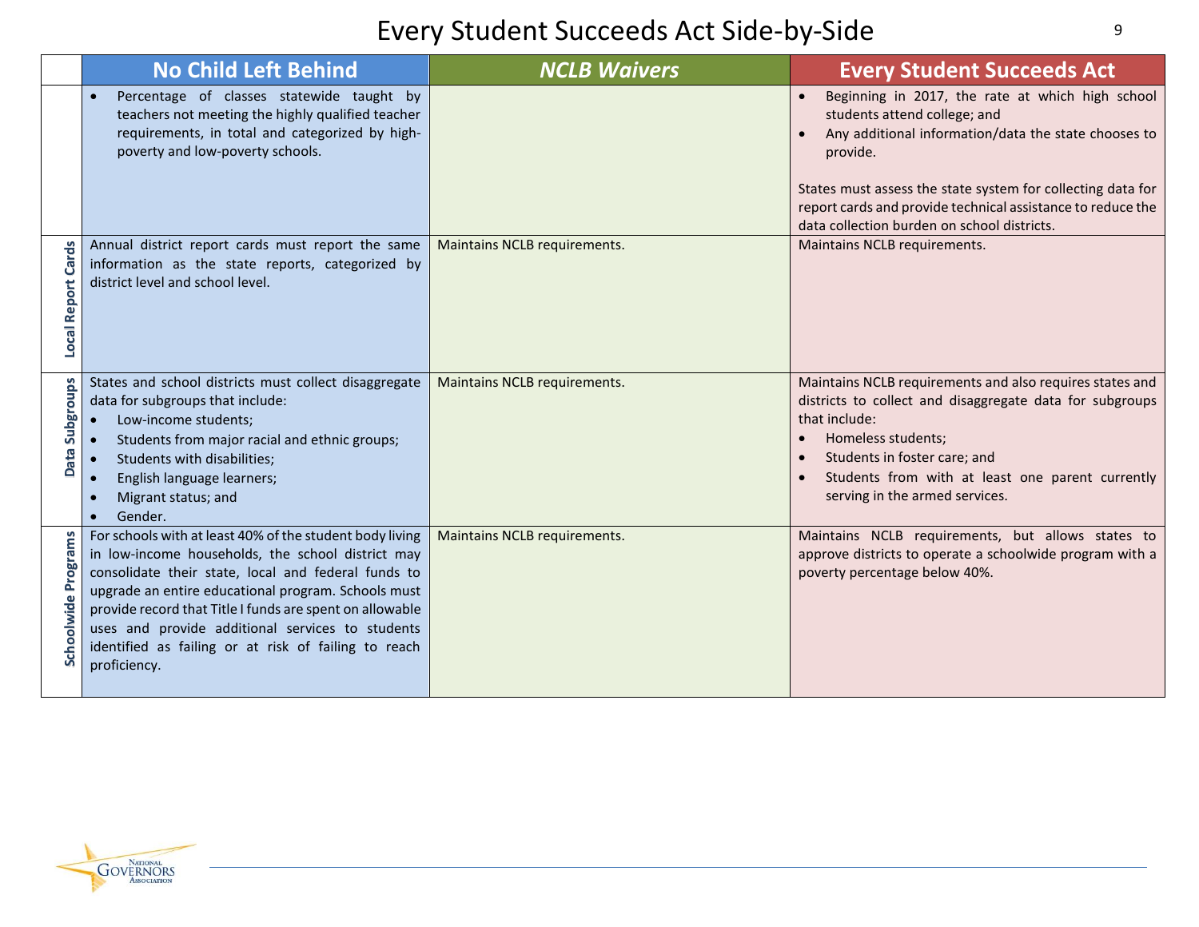# Every Student Succeeds Act Side-by-Side

| | No Child Left Behind | *NCLB Waivers* | Every Student Succeeds Act |
|---|---|---|---|
| | • Percentage of classes statewide taught by teachers not meeting the highly qualified teacher requirements, in total and categorized by high-poverty and low-poverty schools. | | • Beginning in 2017, the rate at which high school students attend college; and<br>• Any additional information/data the state chooses to provide.<br><br>States must assess the state system for collecting data for report cards and provide technical assistance to reduce the data collection burden on school districts. |
| **Local Report Cards** | Annual district report cards must report the same information as the state reports, categorized by district level and school level. | Maintains NCLB requirements. | Maintains NCLB requirements. |
| **Data Subgroups** | States and school districts must collect disaggregate data for subgroups that include:<br>• Low-income students;<br>• Students from major racial and ethnic groups;<br>• Students with disabilities;<br>• English language learners;<br>• Migrant status; and<br>• Gender. | Maintains NCLB requirements. | Maintains NCLB requirements and also requires states and districts to collect and disaggregate data for subgroups that include:<br>• Homeless students;<br>• Students in foster care; and<br>• Students from with at least one parent currently serving in the armed services. |
| **Schoolwide Programs** | For schools with at least 40% of the student body living in low-income households, the school district may consolidate their state, local and federal funds to upgrade an entire educational program. Schools must provide record that Title I funds are spent on allowable uses and provide additional services to students identified as failing or at risk of failing to reach proficiency. | Maintains NCLB requirements. | Maintains NCLB requirements, but allows states to approve districts to operate a schoolwide program with a poverty percentage below 40%. |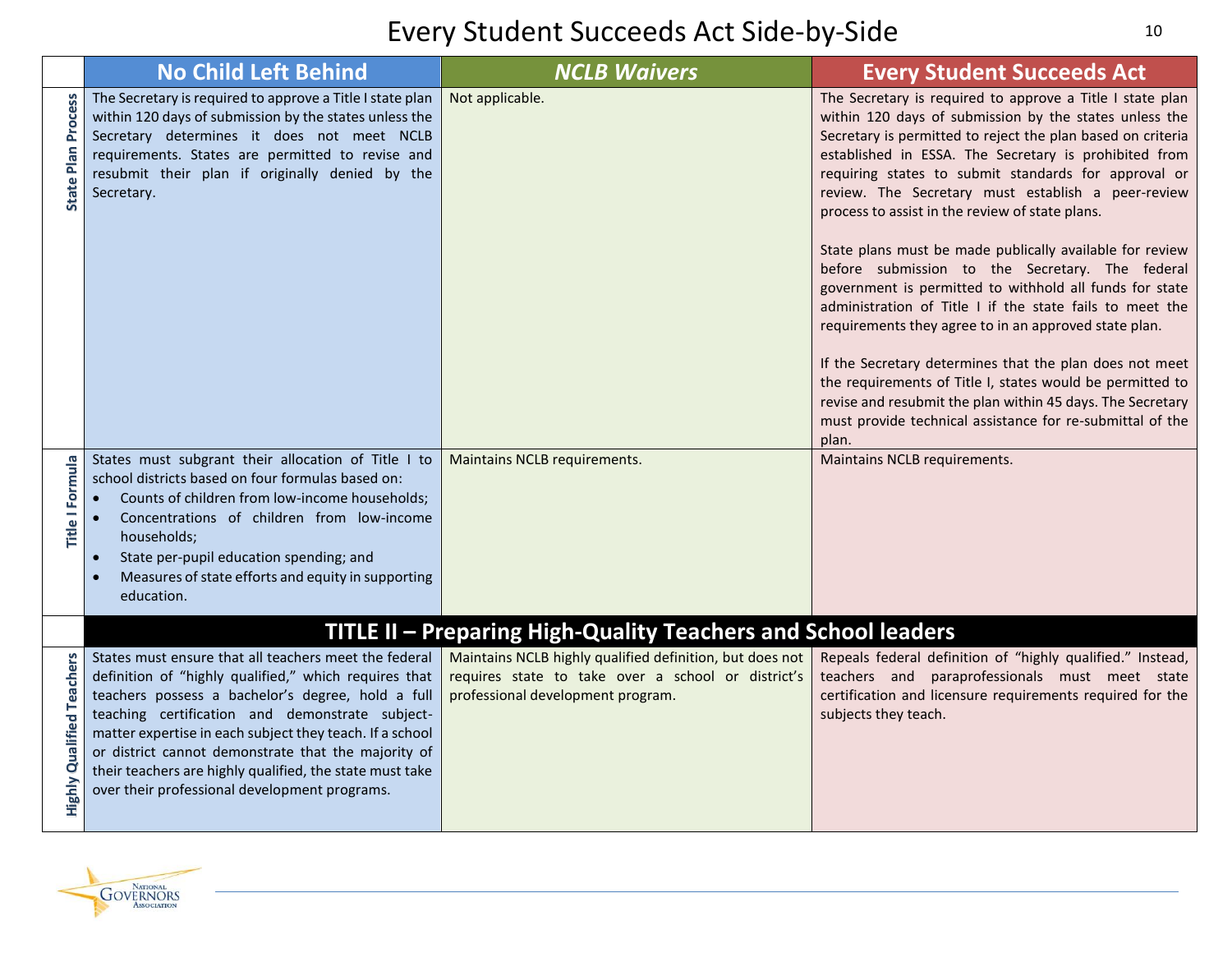# Every Student Succeeds Act Side-by-Side

| | No Child Left Behind | *NCLB Waivers* | Every Student Succeeds Act |
|---|---|---|---|
| **State Plan Process** | The Secretary is required to approve a Title I state plan within 120 days of submission by the states unless the Secretary determines it does not meet NCLB requirements. States are permitted to revise and resubmit their plan if originally denied by the Secretary. | Not applicable. | The Secretary is required to approve a Title I state plan within 120 days of submission by the states unless the Secretary is permitted to reject the plan based on criteria established in ESSA. The Secretary is prohibited from requiring states to submit standards for approval or review. The Secretary must establish a peer-review process to assist in the review of state plans.<br><br>State plans must be made publically available for review before submission to the Secretary. The federal government is permitted to withhold all funds for state administration of Title I if the state fails to meet the requirements they agree to in an approved state plan.<br><br>If the Secretary determines that the plan does not meet the requirements of Title I, states would be permitted to revise and resubmit the plan within 45 days. The Secretary must provide technical assistance for re-submittal of the plan. |
| **Title I Formula** | States must subgrant their allocation of Title I to school districts based on four formulas based on:<br>• Counts of children from low-income households;<br>• Concentrations of children from low-income households;<br>• State per-pupil education spending; and<br>• Measures of state efforts and equity in supporting education. | Maintains NCLB requirements. | Maintains NCLB requirements. |
| | **TITLE II – Preparing High-Quality Teachers and School leaders** | | |
| **Highly Qualified Teachers** | States must ensure that all teachers meet the federal definition of "highly qualified," which requires that teachers possess a bachelor's degree, hold a full teaching certification and demonstrate subject-matter expertise in each subject they teach. If a school or district cannot demonstrate that the majority of their teachers are highly qualified, the state must take over their professional development programs. | Maintains NCLB highly qualified definition, but does not requires state to take over a school or district's professional development program. | Repeals federal definition of "highly qualified." Instead, teachers and paraprofessionals must meet state certification and licensure requirements required for the subjects they teach. |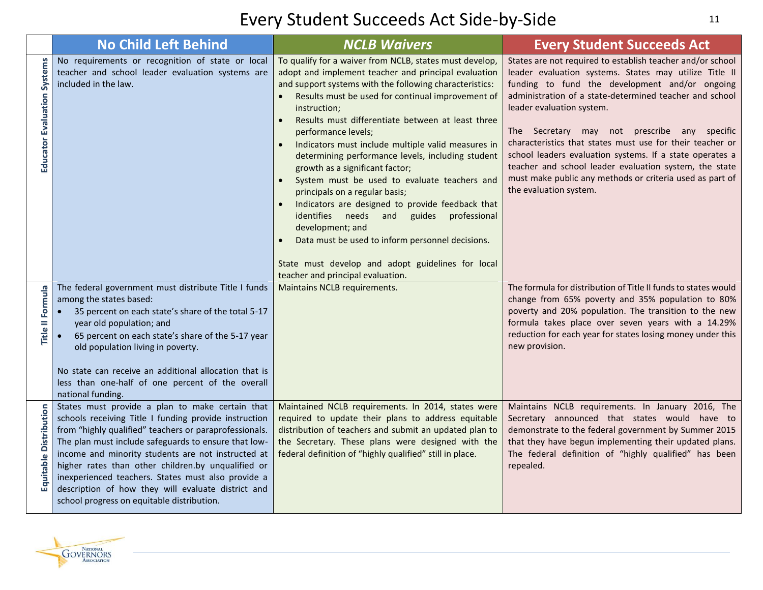# Every Student Succeeds Act Side-by-Side

| | No Child Left Behind | *NCLB Waivers* | Every Student Succeeds Act |
|---|---|---|---|
| **Educator Evaluation Systems** | No requirements or recognition of state or local teacher and school leader evaluation systems are included in the law. | To qualify for a waiver from NCLB, states must develop, adopt and implement teacher and principal evaluation and support systems with the following characteristics:<br>• Results must be used for continual improvement of instruction;<br>• Results must differentiate between at least three performance levels;<br>• Indicators must include multiple valid measures in determining performance levels, including student growth as a significant factor;<br>• System must be used to evaluate teachers and principals on a regular basis;<br>• Indicators are designed to provide feedback that identifies needs and guides professional development; and<br>• Data must be used to inform personnel decisions.<br><br>State must develop and adopt guidelines for local teacher and principal evaluation. | States are not required to establish teacher and/or school leader evaluation systems. States may utilize Title II funding to fund the development and/or ongoing administration of a state-determined teacher and school leader evaluation system.<br><br>The Secretary may not prescribe any specific characteristics that states must use for their teacher or school leaders evaluation systems. If a state operates a teacher and school leader evaluation system, the state must make public any methods or criteria used as part of the evaluation system. |
| **Title II Formula** | The federal government must distribute Title I funds among the states based:<br>• 35 percent on each state's share of the total 5-17 year old population; and<br>• 65 percent on each state's share of the 5-17 year old population living in poverty.<br><br>No state can receive an additional allocation that is less than one-half of one percent of the overall national funding. | Maintains NCLB requirements. | The formula for distribution of Title II funds to states would change from 65% poverty and 35% population to 80% poverty and 20% population. The transition to the new formula takes place over seven years with a 14.29% reduction for each year for states losing money under this new provision. |
| **Equitable Distribution** | States must provide a plan to make certain that schools receiving Title I funding provide instruction from "highly qualified" teachers or paraprofessionals. The plan must include safeguards to ensure that low-income and minority students are not instructed at higher rates than other children.by unqualified or inexperienced teachers. States must also provide a description of how they will evaluate district and school progress on equitable distribution. | Maintained NCLB requirements. In 2014, states were required to update their plans to address equitable distribution of teachers and submit an updated plan to the Secretary. These plans were designed with the federal definition of "highly qualified" still in place. | Maintains NCLB requirements. In January 2016, The Secretary announced that states would have to demonstrate to the federal government by Summer 2015 that they have begun implementing their updated plans. The federal definition of "highly qualified" has been repealed. |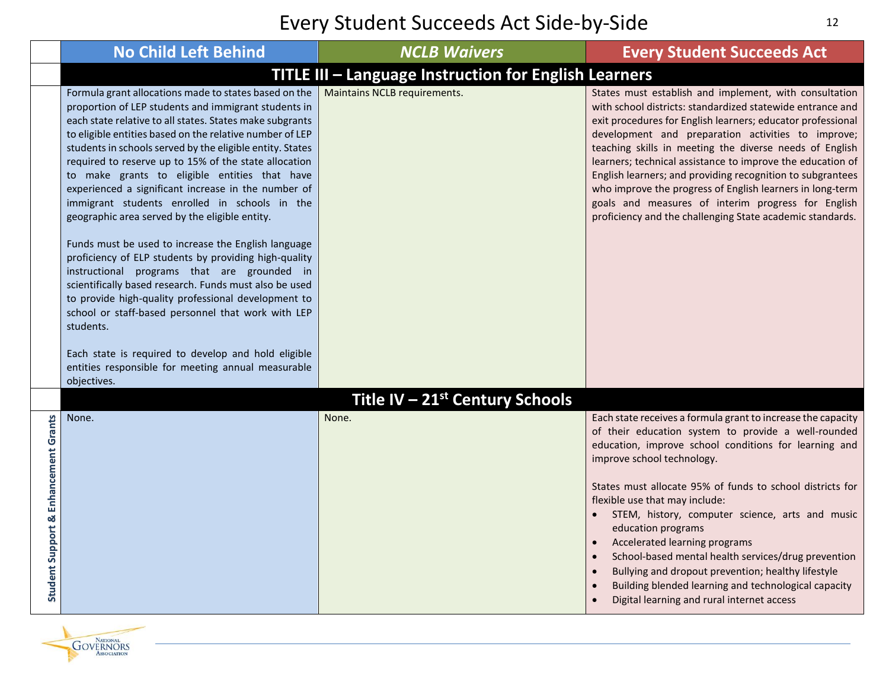# Every Student Succeeds Act Side-by-Side

| | No Child Left Behind | *NCLB Waivers* | Every Student Succeeds Act |
|---|---|---|---|
| | **TITLE III – Language Instruction for English Learners** | | |
| | Formula grant allocations made to states based on the proportion of LEP students and immigrant students in each state relative to all states. States make subgrants to eligible entities based on the relative number of LEP students in schools served by the eligible entity. States required to reserve up to 15% of the state allocation to make grants to eligible entities that have experienced a significant increase in the number of immigrant students enrolled in schools in the geographic area served by the eligible entity.<br><br>Funds must be used to increase the English language proficiency of ELP students by providing high-quality instructional programs that are grounded in scientifically based research. Funds must also be used to provide high-quality professional development to school or staff-based personnel that work with LEP students.<br><br>Each state is required to develop and hold eligible entities responsible for meeting annual measurable objectives. | Maintains NCLB requirements. | States must establish and implement, with consultation with school districts: standardized statewide entrance and exit procedures for English learners; educator professional development and preparation activities to improve; teaching skills in meeting the diverse needs of English learners; technical assistance to improve the education of English learners; and providing recognition to subgrantees who improve the progress of English learners in long-term goals and measures of interim progress for English proficiency and the challenging State academic standards. |
| | **Title IV – 21st Century Schools** | | |
| **Student Support & Enhancement Grants** | None. | None. | Each state receives a formula grant to increase the capacity of their education system to provide a well-rounded education, improve school conditions for learning and improve school technology.<br><br>States must allocate 95% of funds to school districts for flexible use that may include:<br>• STEM, history, computer science, arts and music education programs<br>• Accelerated learning programs<br>• School-based mental health services/drug prevention<br>• Bullying and dropout prevention; healthy lifestyle<br>• Building blended learning and technological capacity<br>• Digital learning and rural internet access |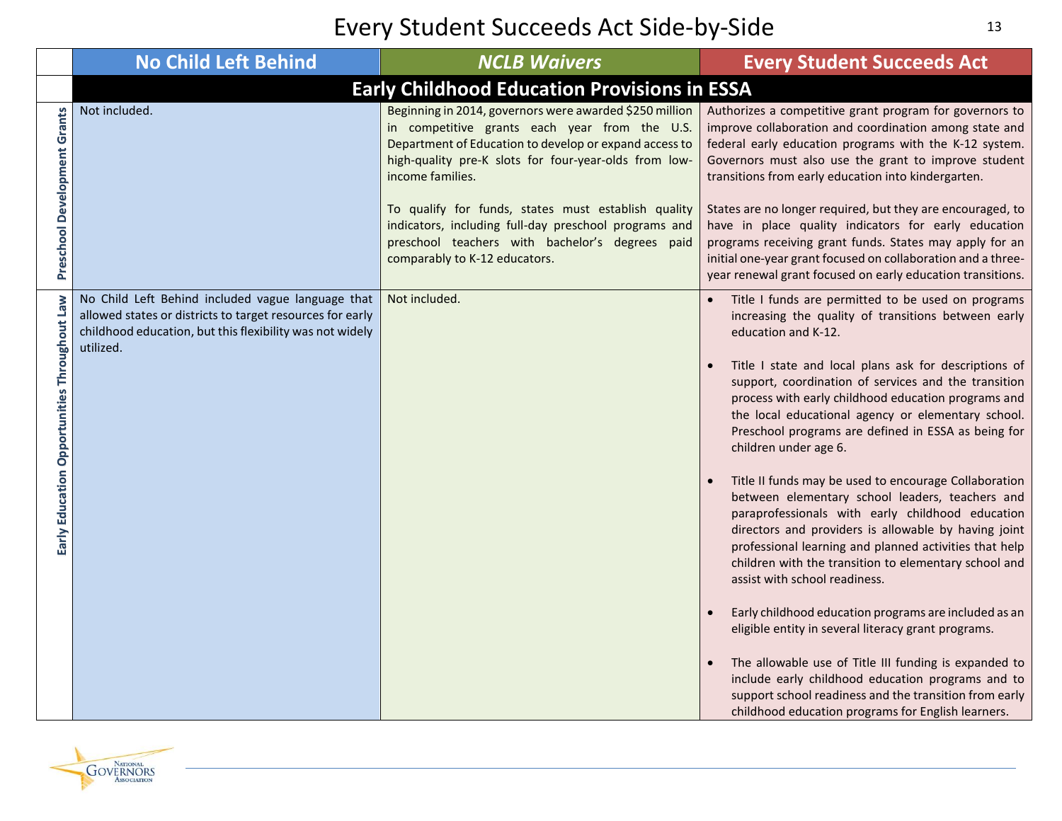# Every Student Succeeds Act Side-by-Side

| | No Child Left Behind | *NCLB Waivers* | Every Student Succeeds Act |
|---|---|---|---|
| | **Early Childhood Education Provisions in ESSA** | | |
| **Preschool Development Grants** | Not included. | Beginning in 2014, governors were awarded $250 million in competitive grants each year from the U.S. Department of Education to develop or expand access to high-quality pre-K slots for four-year-olds from low-income families.<br><br>To qualify for funds, states must establish quality indicators, including full-day preschool programs and preschool teachers with bachelor's degrees paid comparably to K-12 educators. | Authorizes a competitive grant program for governors to improve collaboration and coordination among state and federal early education programs with the K-12 system. Governors must also use the grant to improve student transitions from early education into kindergarten.<br><br>States are no longer required, but they are encouraged, to have in place quality indicators for early education programs receiving grant funds. States may apply for an initial one-year grant focused on collaboration and a three-year renewal grant focused on early education transitions. |
| **Early Education Opportunities Throughout Law** | No Child Left Behind included vague language that allowed states or districts to target resources for early childhood education, but this flexibility was not widely utilized. | Not included. | • Title I funds are permitted to be used on programs increasing the quality of transitions between early education and K-12.<br><br>• Title I state and local plans ask for descriptions of support, coordination of services and the transition process with early childhood education programs and the local educational agency or elementary school. Preschool programs are defined in ESSA as being for children under age 6.<br><br>• Title II funds may be used to encourage Collaboration between elementary school leaders, teachers and paraprofessionals with early childhood education directors and providers is allowable by having joint professional learning and planned activities that help children with the transition to elementary school and assist with school readiness.<br><br>• Early childhood education programs are included as an eligible entity in several literacy grant programs.<br><br>• The allowable use of Title III funding is expanded to include early childhood education programs and to support school readiness and the transition from early childhood education programs for English learners. |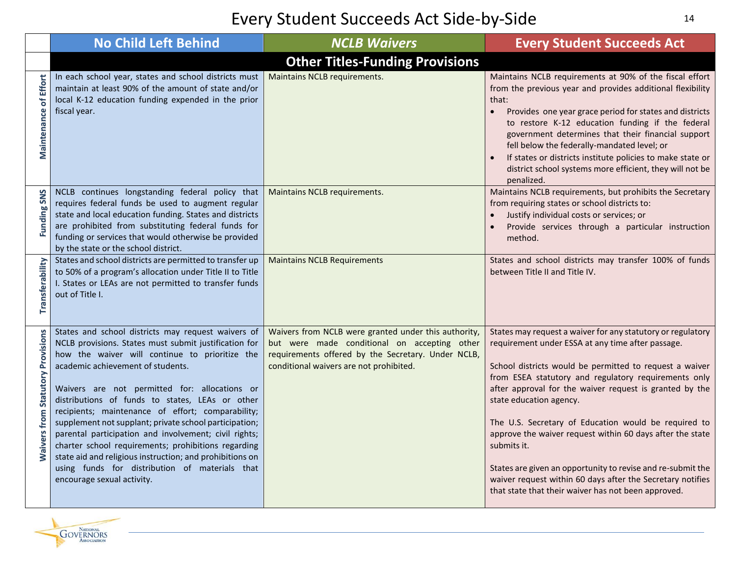# Every Student Succeeds Act Side-by-Side

| | No Child Left Behind | *NCLB Waivers* | Every Student Succeeds Act |
|---|---|---|---|
| | **Other Titles-Funding Provisions** | | |
| **Maintenance of Effort** | In each school year, states and school districts must maintain at least 90% of the amount of state and/or local K-12 education funding expended in the prior fiscal year. | Maintains NCLB requirements. | Maintains NCLB requirements at 90% of the fiscal effort from the previous year and provides additional flexibility that:<br>• Provides one year grace period for states and districts to restore K-12 education funding if the federal government determines that their financial support fell below the federally-mandated level; or<br>• If states or districts institute policies to make state or district school systems more efficient, they will not be penalized. |
| **Funding SNS** | NCLB continues longstanding federal policy that requires federal funds be used to augment regular state and local education funding. States and districts are prohibited from substituting federal funds for funding or services that would otherwise be provided by the state or the school district. | Maintains NCLB requirements. | Maintains NCLB requirements, but prohibits the Secretary from requiring states or school districts to:<br>• Justify individual costs or services; or<br>• Provide services through a particular instruction method. |
| **Transferability** | States and school districts are permitted to transfer up to 50% of a program's allocation under Title II to Title I. States or LEAs are not permitted to transfer funds out of Title I. | Maintains NCLB Requirements | States and school districts may transfer 100% of funds between Title II and Title IV. |
| **Waivers from Statutory Provisions** | States and school districts may request waivers of NCLB provisions. States must submit justification for how the waiver will continue to prioritize the academic achievement of students.<br><br>Waivers are not permitted for: allocations or distributions of funds to states, LEAs or other recipients; maintenance of effort; comparability; supplement not supplant; private school participation; parental participation and involvement; civil rights; charter school requirements; prohibitions regarding state aid and religious instruction; and prohibitions on using funds for distribution of materials that encourage sexual activity. | Waivers from NCLB were granted under this authority, but were made conditional on accepting other requirements offered by the Secretary. Under NCLB, conditional waivers are not prohibited. | States may request a waiver for any statutory or regulatory requirement under ESSA at any time after passage.<br><br>School districts would be permitted to request a waiver from ESEA statutory and regulatory requirements only after approval for the waiver request is granted by the state education agency.<br><br>The U.S. Secretary of Education would be required to approve the waiver request within 60 days after the state submits it.<br><br>States are given an opportunity to revise and re-submit the waiver request within 60 days after the Secretary notifies that state that their waiver has not been approved. |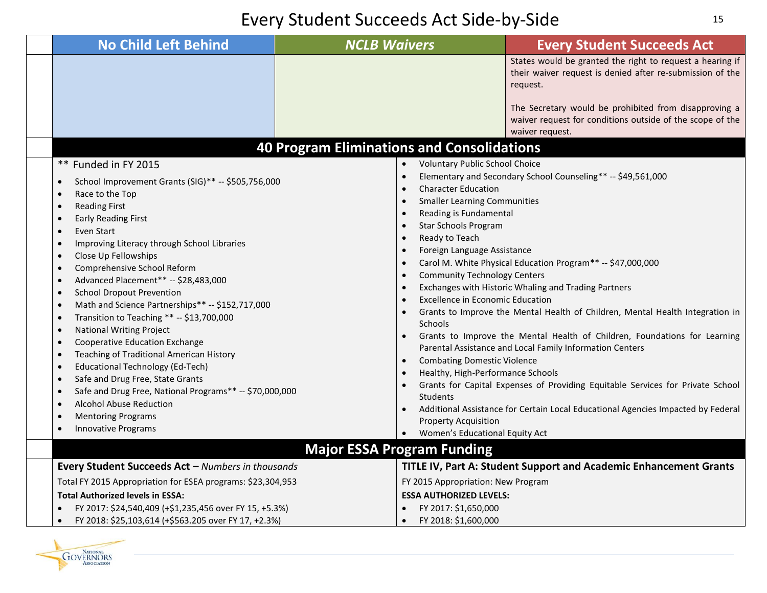# Every Student Succeeds Act Side-by-Side

| No Child Left Behind | *NCLB Waivers* | Every Student Succeeds Act |
|---|---|---|
| | | States would be granted the right to request a hearing if their waiver request is denied after re-submission of the request.<br><br>The Secretary would be prohibited from disapproving a waiver request for conditions outside of the scope of the waiver request. |

## 40 Program Eliminations and Consolidations

** Funded in FY 2015

- School Improvement Grants (SIG)** -- $505,756,000
- Race to the Top
- Reading First
- Early Reading First
- Even Start
- Improving Literacy through School Libraries
- Close Up Fellowships
- Comprehensive School Reform
- Advanced Placement** -- $28,483,000
- School Dropout Prevention
- Math and Science Partnerships** -- $152,717,000
- Transition to Teaching ** -- $13,700,000
- National Writing Project
- Cooperative Education Exchange
- Teaching of Traditional American History
- Educational Technology (Ed-Tech)
- Safe and Drug Free, State Grants
- Safe and Drug Free, National Programs** -- $70,000,000
- Alcohol Abuse Reduction
- Mentoring Programs
- Innovative Programs
- Voluntary Public School Choice
- Elementary and Secondary School Counseling** -- $49,561,000
- Character Education
- Smaller Learning Communities
- Reading is Fundamental
- Star Schools Program
- Ready to Teach
- Foreign Language Assistance
- Carol M. White Physical Education Program** -- $47,000,000
- Community Technology Centers
- Exchanges with Historic Whaling and Trading Partners
- Excellence in Economic Education
- Grants to Improve the Mental Health of Children, Mental Health Integration in Schools
- Grants to Improve the Mental Health of Children, Foundations for Learning Parental Assistance and Local Family Information Centers
- Combating Domestic Violence
- Healthy, High-Performance Schools
- Grants for Capital Expenses of Providing Equitable Services for Private School Students
- Additional Assistance for Certain Local Educational Agencies Impacted by Federal Property Acquisition
- Women's Educational Equity Act

## Major ESSA Program Funding

**Every Student Succeeds Act –** *Numbers in thousands*

Total FY 2015 Appropriation for ESEA programs: $23,304,953

**Total Authorized levels in ESSA:**

- FY 2017: $24,540,409 (+$1,235,456 over FY 15, +5.3%)
- FY 2018: $25,103,614 (+$563.205 over FY 17, +2.3%)

**TITLE IV, Part A: Student Support and Academic Enhancement Grants**

FY 2015 Appropriation: New Program

**ESSA AUTHORIZED LEVELS:**

- FY 2017: $1,650,000
- FY 2018: $1,600,000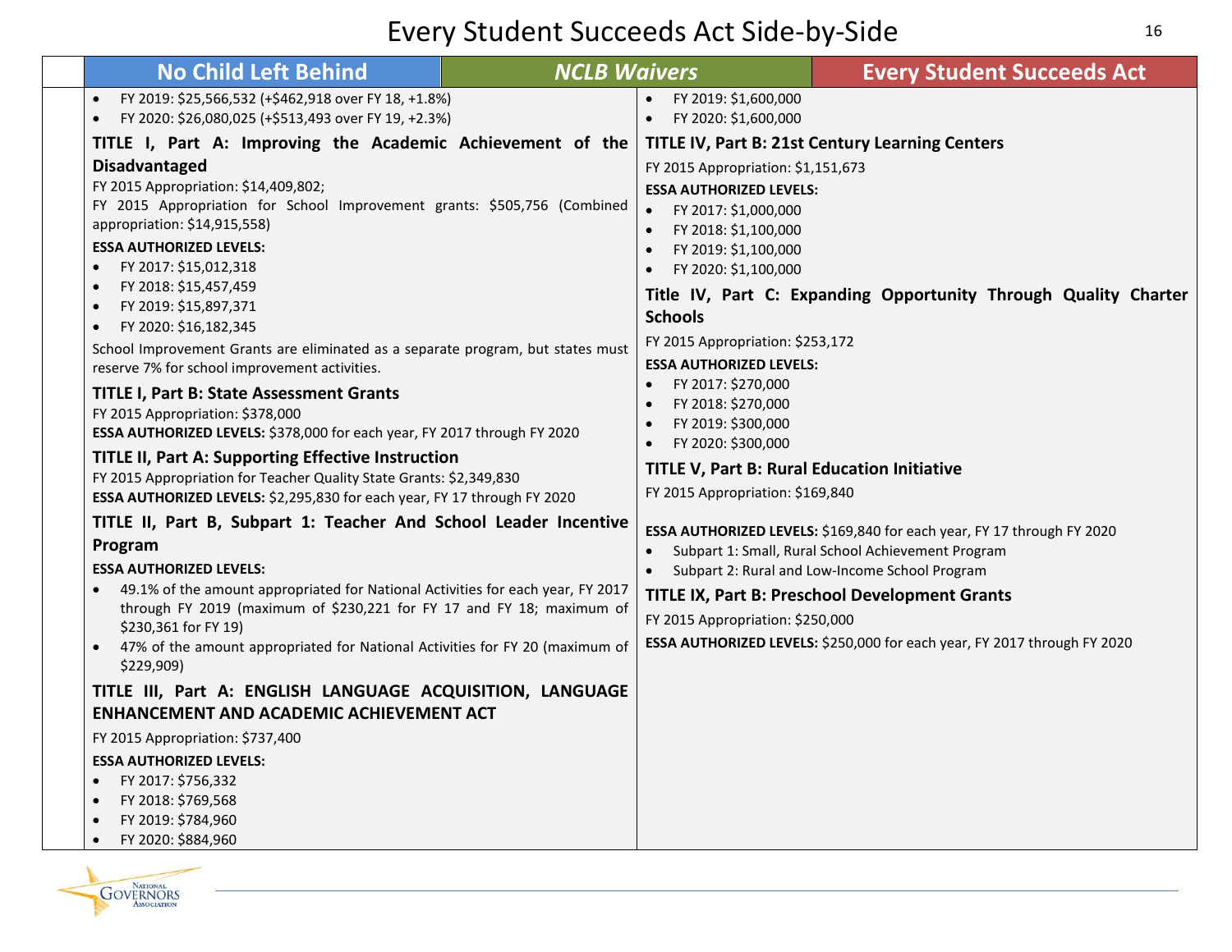| No Child Left Behind | NCLB Waivers | Every Student Succeeds Act |
|---|---|---|

- FY 2019: $25,566,532 (+$462,918 over FY 18, +1.8%)
- FY 2020: $26,080,025 (+$513,493 over FY 19, +2.3%)

**TITLE I, Part A: Improving the Academic Achievement of the Disadvantaged**

FY 2015 Appropriation: $14,409,802;
FY 2015 Appropriation for School Improvement grants: $505,756 (Combined appropriation: $14,915,558)

**ESSA AUTHORIZED LEVELS:**

- FY 2017: $15,012,318
- FY 2018: $15,457,459
- FY 2019: $15,897,371
- FY 2020: $16,182,345

School Improvement Grants are eliminated as a separate program, but states must reserve 7% for school improvement activities.

**TITLE I, Part B: State Assessment Grants**

FY 2015 Appropriation: $378,000
**ESSA AUTHORIZED LEVELS:** $378,000 for each year, FY 2017 through FY 2020

**TITLE II, Part A: Supporting Effective Instruction**

FY 2015 Appropriation for Teacher Quality State Grants: $2,349,830
**ESSA AUTHORIZED LEVELS:** $2,295,830 for each year, FY 17 through FY 2020

**TITLE II, Part B, Subpart 1: Teacher And School Leader Incentive Program**

**ESSA AUTHORIZED LEVELS:**

- 49.1% of the amount appropriated for National Activities for each year, FY 2017 through FY 2019 (maximum of $230,221 for FY 17 and FY 18; maximum of $230,361 for FY 19)
- 47% of the amount appropriated for National Activities for FY 20 (maximum of $229,909)

**TITLE III, Part A: ENGLISH LANGUAGE ACQUISITION, LANGUAGE ENHANCEMENT AND ACADEMIC ACHIEVEMENT ACT**

FY 2015 Appropriation: $737,400

**ESSA AUTHORIZED LEVELS:**

- FY 2017: $756,332
- FY 2018: $769,568
- FY 2019: $784,960
- FY 2020: $884,960

---

- FY 2019: $1,600,000
- FY 2020: $1,600,000

**TITLE IV, Part B: 21st Century Learning Centers**

FY 2015 Appropriation: $1,151,673

**ESSA AUTHORIZED LEVELS:**

- FY 2017: $1,000,000
- FY 2018: $1,100,000
- FY 2019: $1,100,000
- FY 2020: $1,100,000

**Title IV, Part C: Expanding Opportunity Through Quality Charter Schools**

FY 2015 Appropriation: $253,172

**ESSA AUTHORIZED LEVELS:**

- FY 2017: $270,000
- FY 2018: $270,000
- FY 2019: $300,000
- FY 2020: $300,000

**TITLE V, Part B: Rural Education Initiative**

FY 2015 Appropriation: $169,840

**ESSA AUTHORIZED LEVELS:** $169,840 for each year, FY 17 through FY 2020

- Subpart 1: Small, Rural School Achievement Program
- Subpart 2: Rural and Low-Income School Program

**TITLE IX, Part B: Preschool Development Grants**

FY 2015 Appropriation: $250,000

**ESSA AUTHORIZED LEVELS:** $250,000 for each year, FY 2017 through FY 2020